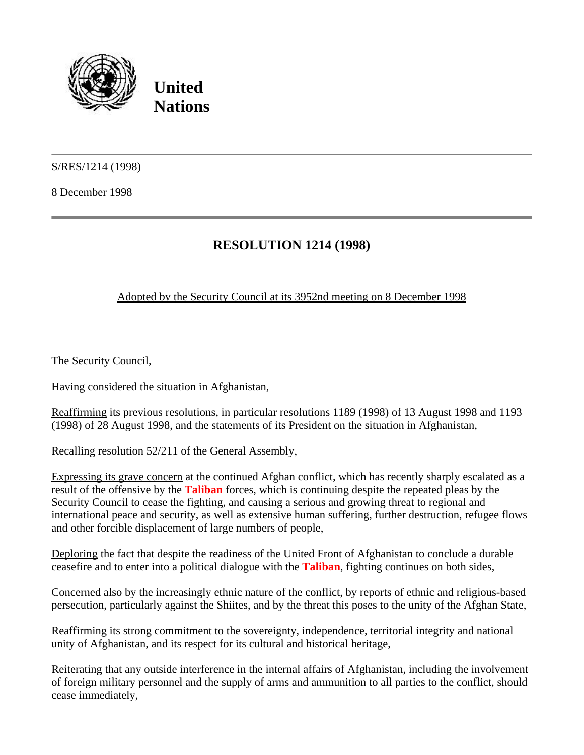**United Nations**

---

S/RES/1214 (1998)

8 December 1998

---

## RESOLUTION 1214 (1998)

Adopted by the Security Council at its 3952nd meeting on 8 December 1998

The Security Council,

Having considered the situation in Afghanistan,

Reaffirming its previous resolutions, in particular resolutions 1189 (1998) of 13 August 1998 and 1193 (1998) of 28 August 1998, and the statements of its President on the situation in Afghanistan,

Recalling resolution 52/211 of the General Assembly,

Expressing its grave concern at the continued Afghan conflict, which has recently sharply escalated as a result of the offensive by the **Taliban** forces, which is continuing despite the repeated pleas by the Security Council to cease the fighting, and causing a serious and growing threat to regional and international peace and security, as well as extensive human suffering, further destruction, refugee flows and other forcible displacement of large numbers of people,

Deploring the fact that despite the readiness of the United Front of Afghanistan to conclude a durable ceasefire and to enter into a political dialogue with the **Taliban**, fighting continues on both sides,

Concerned also by the increasingly ethnic nature of the conflict, by reports of ethnic and religious-based persecution, particularly against the Shiites, and by the threat this poses to the unity of the Afghan State,

Reaffirming its strong commitment to the sovereignty, independence, territorial integrity and national unity of Afghanistan, and its respect for its cultural and historical heritage,

Reiterating that any outside interference in the internal affairs of Afghanistan, including the involvement of foreign military personnel and the supply of arms and ammunition to all parties to the conflict, should cease immediately,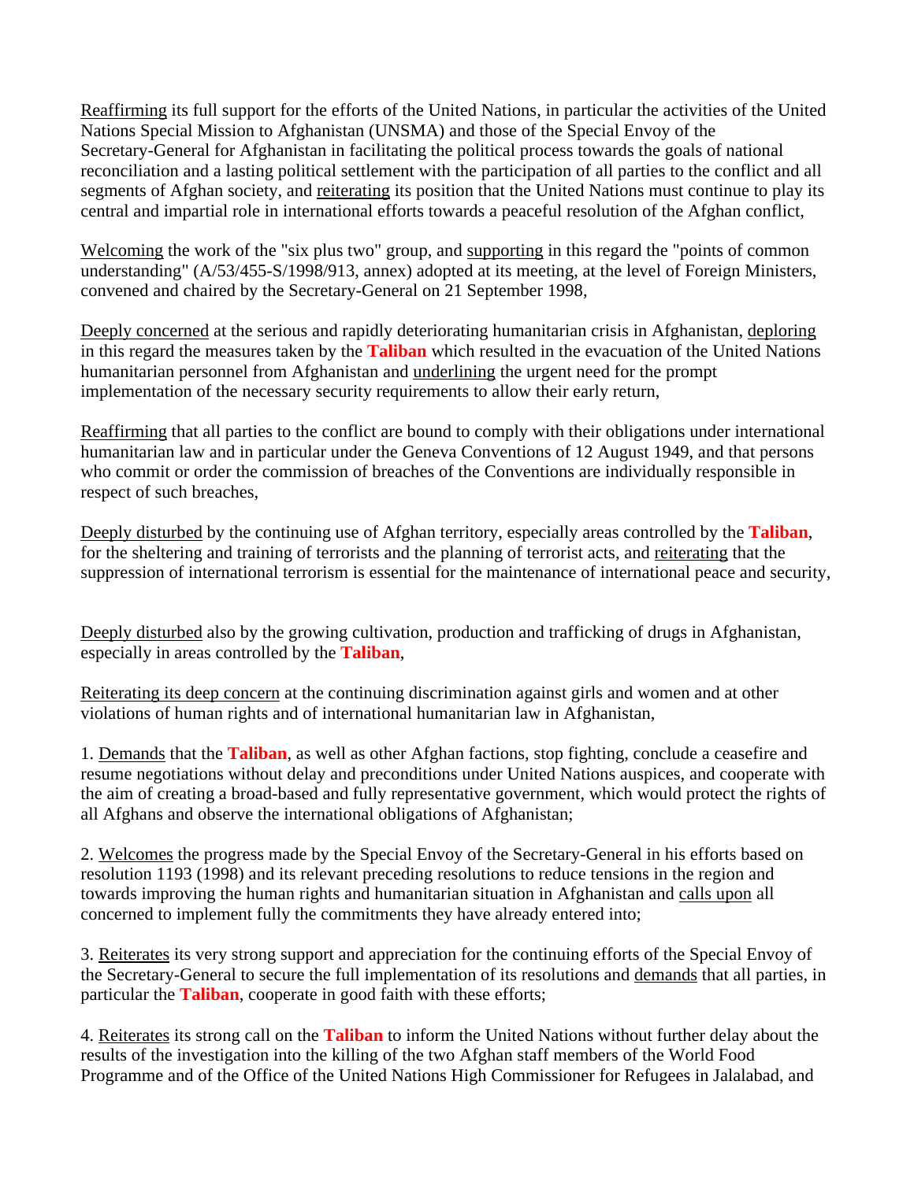Reaffirming its full support for the efforts of the United Nations, in particular the activities of the United Nations Special Mission to Afghanistan (UNSMA) and those of the Special Envoy of the Secretary-General for Afghanistan in facilitating the political process towards the goals of national reconciliation and a lasting political settlement with the participation of all parties to the conflict and all segments of Afghan society, and reiterating its position that the United Nations must continue to play its central and impartial role in international efforts towards a peaceful resolution of the Afghan conflict,

Welcoming the work of the "six plus two" group, and supporting in this regard the "points of common understanding" (A/53/455-S/1998/913, annex) adopted at its meeting, at the level of Foreign Ministers, convened and chaired by the Secretary-General on 21 September 1998,

Deeply concerned at the serious and rapidly deteriorating humanitarian crisis in Afghanistan, deploring in this regard the measures taken by the **Taliban** which resulted in the evacuation of the United Nations humanitarian personnel from Afghanistan and underlining the urgent need for the prompt implementation of the necessary security requirements to allow their early return,

Reaffirming that all parties to the conflict are bound to comply with their obligations under international humanitarian law and in particular under the Geneva Conventions of 12 August 1949, and that persons who commit or order the commission of breaches of the Conventions are individually responsible in respect of such breaches,

Deeply disturbed by the continuing use of Afghan territory, especially areas controlled by the **Taliban**, for the sheltering and training of terrorists and the planning of terrorist acts, and reiterating that the suppression of international terrorism is essential for the maintenance of international peace and security,

Deeply disturbed also by the growing cultivation, production and trafficking of drugs in Afghanistan, especially in areas controlled by the **Taliban**,

Reiterating its deep concern at the continuing discrimination against girls and women and at other violations of human rights and of international humanitarian law in Afghanistan,

1. Demands that the **Taliban**, as well as other Afghan factions, stop fighting, conclude a ceasefire and resume negotiations without delay and preconditions under United Nations auspices, and cooperate with the aim of creating a broad-based and fully representative government, which would protect the rights of all Afghans and observe the international obligations of Afghanistan;

2. Welcomes the progress made by the Special Envoy of the Secretary-General in his efforts based on resolution 1193 (1998) and its relevant preceding resolutions to reduce tensions in the region and towards improving the human rights and humanitarian situation in Afghanistan and calls upon all concerned to implement fully the commitments they have already entered into;

3. Reiterates its very strong support and appreciation for the continuing efforts of the Special Envoy of the Secretary-General to secure the full implementation of its resolutions and demands that all parties, in particular the **Taliban**, cooperate in good faith with these efforts;

4. Reiterates its strong call on the **Taliban** to inform the United Nations without further delay about the results of the investigation into the killing of the two Afghan staff members of the World Food Programme and of the Office of the United Nations High Commissioner for Refugees in Jalalabad, and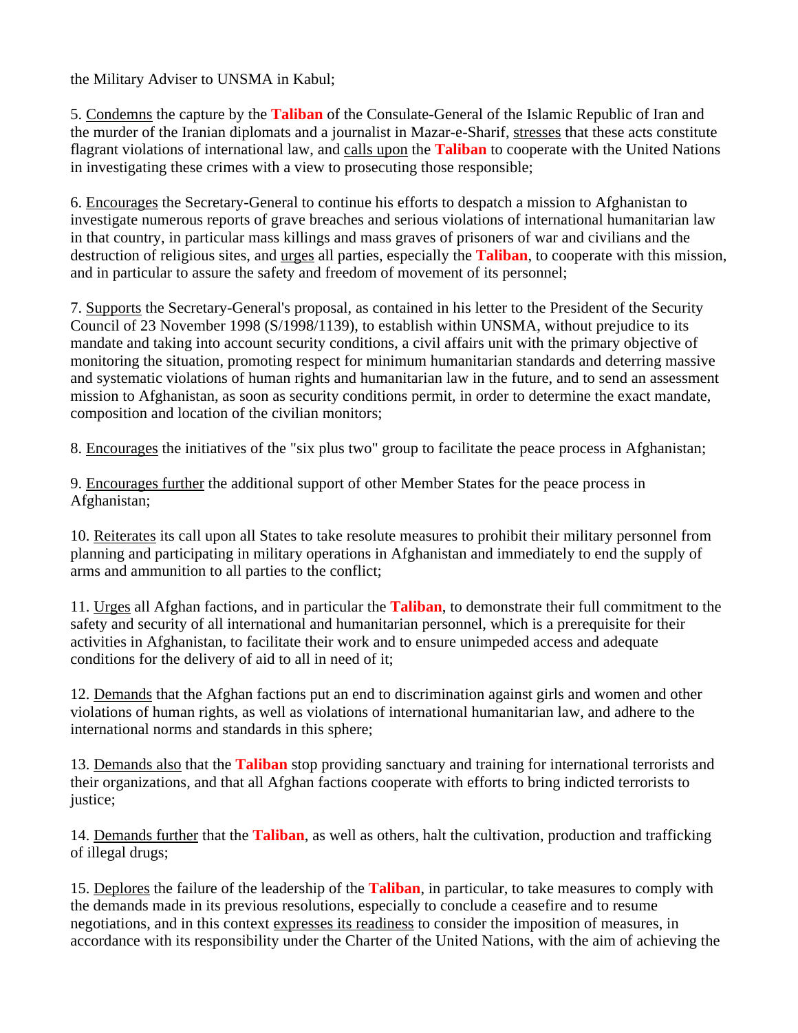the Military Adviser to UNSMA in Kabul;

5. Condemns the capture by the **Taliban** of the Consulate-General of the Islamic Republic of Iran and the murder of the Iranian diplomats and a journalist in Mazar-e-Sharif, stresses that these acts constitute flagrant violations of international law, and calls upon the **Taliban** to cooperate with the United Nations in investigating these crimes with a view to prosecuting those responsible;

6. Encourages the Secretary-General to continue his efforts to despatch a mission to Afghanistan to investigate numerous reports of grave breaches and serious violations of international humanitarian law in that country, in particular mass killings and mass graves of prisoners of war and civilians and the destruction of religious sites, and urges all parties, especially the **Taliban**, to cooperate with this mission, and in particular to assure the safety and freedom of movement of its personnel;

7. Supports the Secretary-General's proposal, as contained in his letter to the President of the Security Council of 23 November 1998 (S/1998/1139), to establish within UNSMA, without prejudice to its mandate and taking into account security conditions, a civil affairs unit with the primary objective of monitoring the situation, promoting respect for minimum humanitarian standards and deterring massive and systematic violations of human rights and humanitarian law in the future, and to send an assessment mission to Afghanistan, as soon as security conditions permit, in order to determine the exact mandate, composition and location of the civilian monitors;

8. Encourages the initiatives of the "six plus two" group to facilitate the peace process in Afghanistan;

9. Encourages further the additional support of other Member States for the peace process in Afghanistan;

10. Reiterates its call upon all States to take resolute measures to prohibit their military personnel from planning and participating in military operations in Afghanistan and immediately to end the supply of arms and ammunition to all parties to the conflict;

11. Urges all Afghan factions, and in particular the **Taliban**, to demonstrate their full commitment to the safety and security of all international and humanitarian personnel, which is a prerequisite for their activities in Afghanistan, to facilitate their work and to ensure unimpeded access and adequate conditions for the delivery of aid to all in need of it;

12. Demands that the Afghan factions put an end to discrimination against girls and women and other violations of human rights, as well as violations of international humanitarian law, and adhere to the international norms and standards in this sphere;

13. Demands also that the **Taliban** stop providing sanctuary and training for international terrorists and their organizations, and that all Afghan factions cooperate with efforts to bring indicted terrorists to justice;

14. Demands further that the **Taliban**, as well as others, halt the cultivation, production and trafficking of illegal drugs;

15. Deplores the failure of the leadership of the **Taliban**, in particular, to take measures to comply with the demands made in its previous resolutions, especially to conclude a ceasefire and to resume negotiations, and in this context expresses its readiness to consider the imposition of measures, in accordance with its responsibility under the Charter of the United Nations, with the aim of achieving the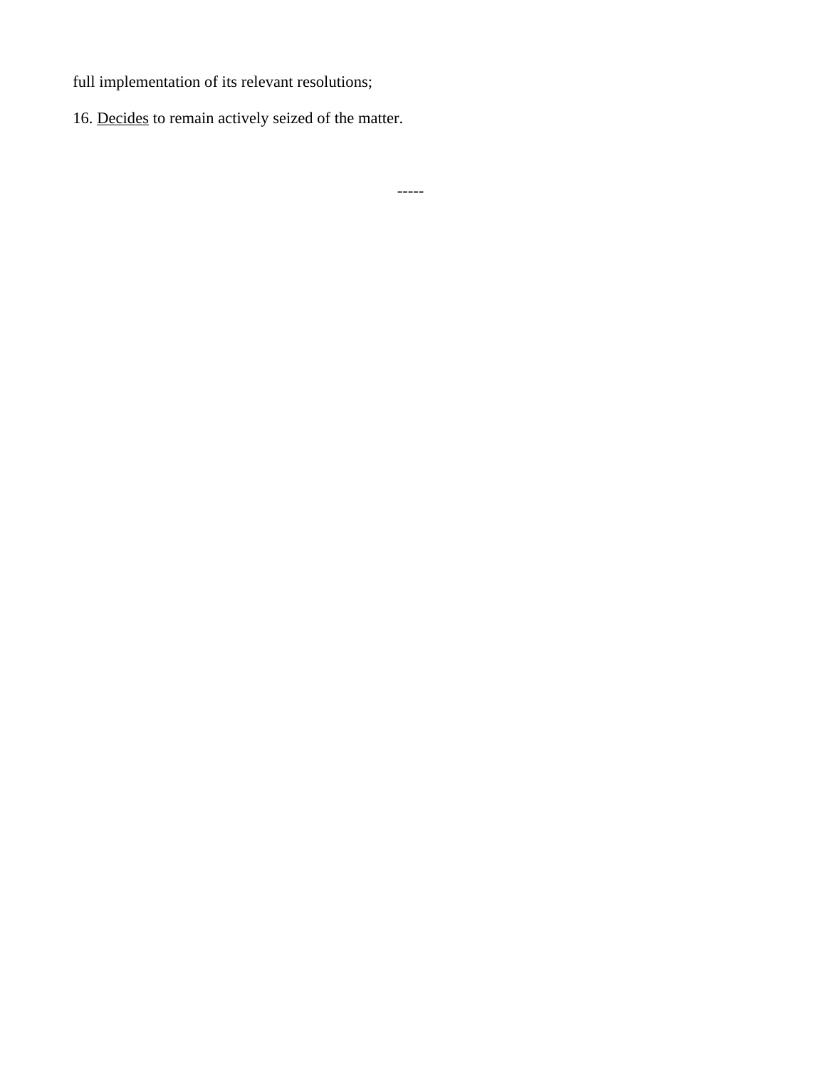full implementation of its relevant resolutions;

16. <u>Decides</u> to remain actively seized of the matter.

-----